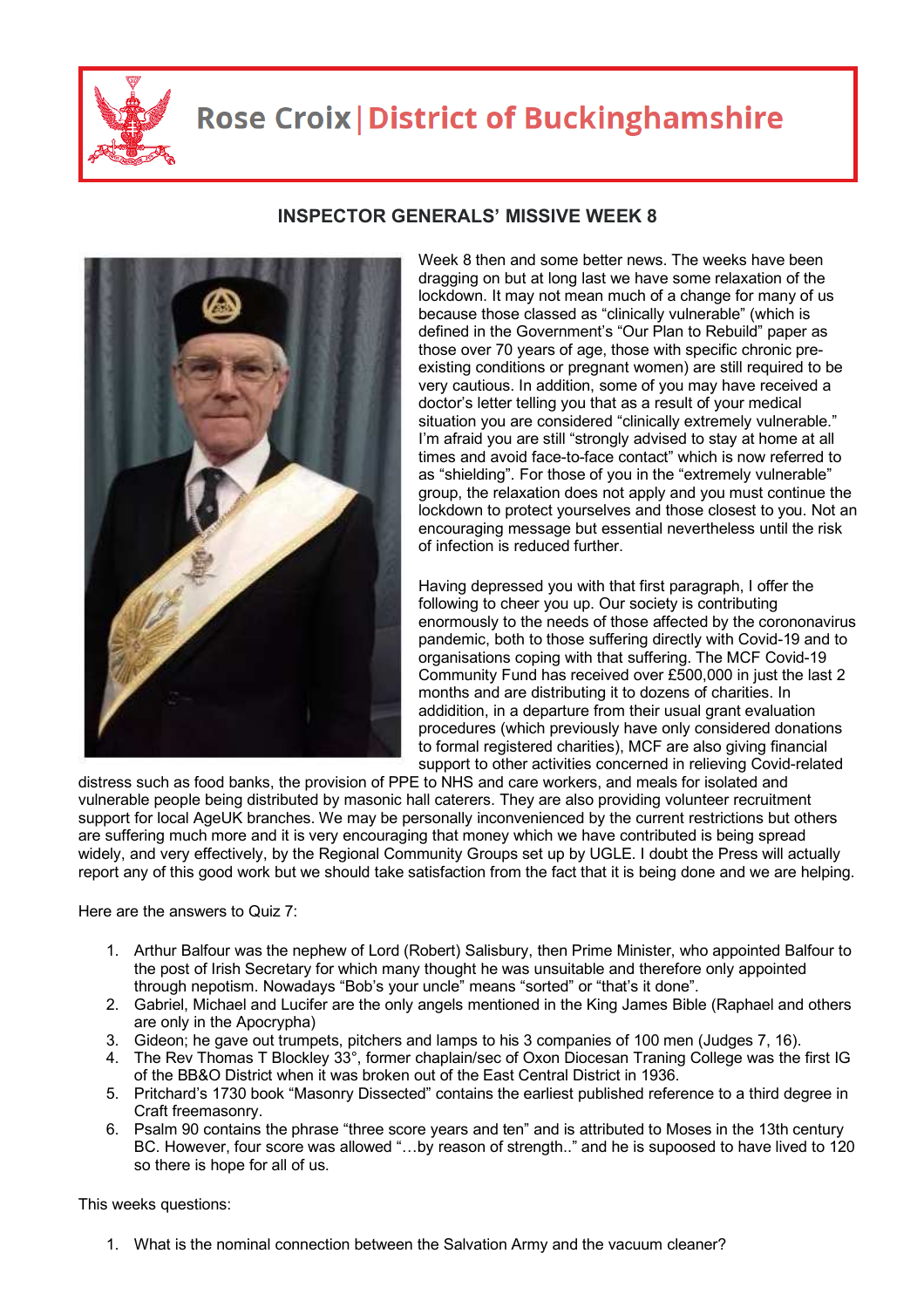# Rose Croix | District of Buckinghamshire

## INSPECTOR GENERALS' MISSIVE WEEK 8

Week 8 then and some better news. The weeks have been dragging on but at long last we have some relaxation of the lockdown. It may not mean much of a change for many of us because those classed as "clinically vulnerable" (which is defined in the Government's "Our Plan to Rebuild" paper as those over 70 years of age, those with specific chronic pre-existing conditions or pregnant women) are still required to be very cautious. In addition, some of you may have received a doctor's letter telling you that as a result of your medical situation you are considered "clinically extremely vulnerable." I'm afraid you are still "strongly advised to stay at home at all times and avoid face-to-face contact" which is now referred to as "shielding". For those of you in the "extremely vulnerable" group, the relaxation does not apply and you must continue the lockdown to protect yourselves and those closest to you. Not an encouraging message but essential nevertheless until the risk of infection is reduced further.

Having depressed you with that first paragraph, I offer the following to cheer you up. Our society is contributing enormously to the needs of those affected by the corononavirus pandemic, both to those suffering directly with Covid-19 and to organisations coping with that suffering. The MCF Covid-19 Community Fund has received over £500,000 in just the last 2 months and are distributing it to dozens of charities. In addidition, in a departure from their usual grant evaluation procedures (which previously have only considered donations to formal registered charities), MCF are also giving financial support to other activities concerned in relieving Covid-related distress such as food banks, the provision of PPE to NHS and care workers, and meals for isolated and vulnerable people being distributed by masonic hall caterers. They are also providing volunteer recruitment support for local AgeUK branches. We may be personally inconvenienced by the current restrictions but others are suffering much more and it is very encouraging that money which we have contributed is being spread widely, and very effectively, by the Regional Community Groups set up by UGLE. I doubt the Press will actually report any of this good work but we should take satisfaction from the fact that it is being done and we are helping.

Here are the answers to Quiz 7:

1. Arthur Balfour was the nephew of Lord (Robert) Salisbury, then Prime Minister, who appointed Balfour to the post of Irish Secretary for which many thought he was unsuitable and therefore only appointed through nepotism. Nowadays "Bob's your uncle" means "sorted" or "that's it done".
2. Gabriel, Michael and Lucifer are the only angels mentioned in the King James Bible (Raphael and others are only in the Apocrypha)
3. Gideon; he gave out trumpets, pitchers and lamps to his 3 companies of 100 men (Judges 7, 16).
4. The Rev Thomas T Blockley 33°, former chaplain/sec of Oxon Diocesan Traning College was the first IG of the BB&O District when it was broken out of the East Central District in 1936.
5. Pritchard's 1730 book "Masonry Dissected" contains the earliest published reference to a third degree in Craft freemasonry.
6. Psalm 90 contains the phrase "three score years and ten" and is attributed to Moses in the 13th century BC. However, four score was allowed "…by reason of strength.." and he is supoosed to have lived to 120 so there is hope for all of us.

This weeks questions:

1. What is the nominal connection between the Salvation Army and the vacuum cleaner?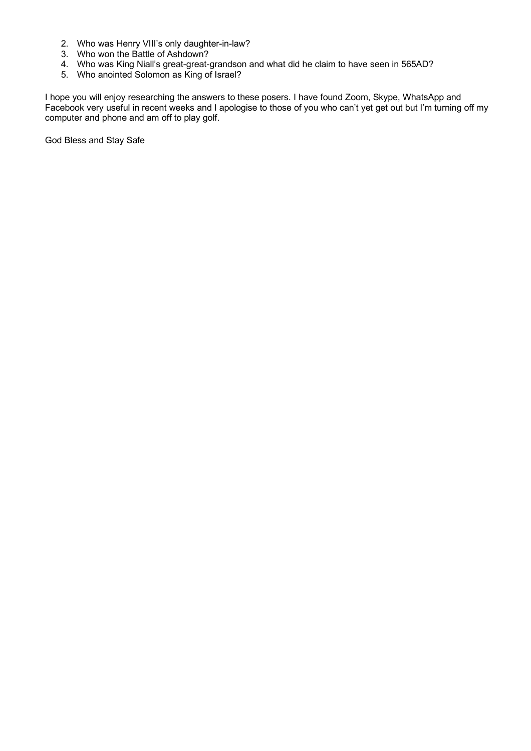2. Who was Henry VIII's only daughter-in-law?
3. Who won the Battle of Ashdown?
4. Who was King Niall's great-great-grandson and what did he claim to have seen in 565AD?
5. Who anointed Solomon as King of Israel?

I hope you will enjoy researching the answers to these posers. I have found Zoom, Skype, WhatsApp and Facebook very useful in recent weeks and I apologise to those of you who can't yet get out but I'm turning off my computer and phone and am off to play golf.

God Bless and Stay Safe